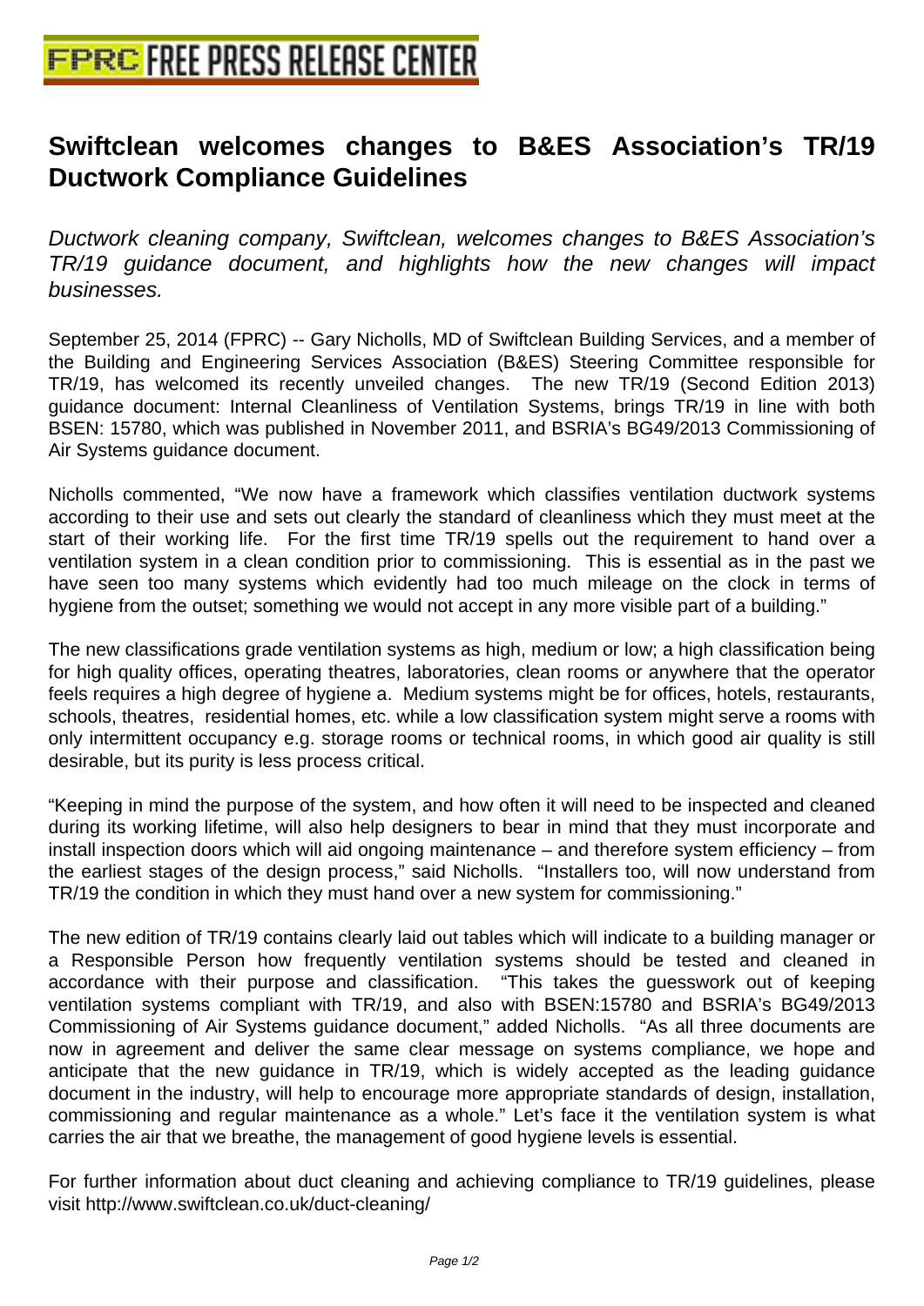# Swiftclean welcomes changes to B&ES Association's TR/19 Ductwork Compliance Guidelines

*Ductwork cleaning company, Swiftclean, welcomes changes to B&ES Association's TR/19 guidance document, and highlights how the new changes will impact businesses.*

September 25, 2014 (FPRC) -- Gary Nicholls, MD of Swiftclean Building Services, and a member of the Building and Engineering Services Association (B&ES) Steering Committee responsible for TR/19, has welcomed its recently unveiled changes. The new TR/19 (Second Edition 2013) guidance document: Internal Cleanliness of Ventilation Systems, brings TR/19 in line with both BSEN: 15780, which was published in November 2011, and BSRIA's BG49/2013 Commissioning of Air Systems guidance document.

Nicholls commented, "We now have a framework which classifies ventilation ductwork systems according to their use and sets out clearly the standard of cleanliness which they must meet at the start of their working life. For the first time TR/19 spells out the requirement to hand over a ventilation system in a clean condition prior to commissioning. This is essential as in the past we have seen too many systems which evidently had too much mileage on the clock in terms of hygiene from the outset; something we would not accept in any more visible part of a building."

The new classifications grade ventilation systems as high, medium or low; a high classification being for high quality offices, operating theatres, laboratories, clean rooms or anywhere that the operator feels requires a high degree of hygiene a. Medium systems might be for offices, hotels, restaurants, schools, theatres, residential homes, etc. while a low classification system might serve a rooms with only intermittent occupancy e.g. storage rooms or technical rooms, in which good air quality is still desirable, but its purity is less process critical.

"Keeping in mind the purpose of the system, and how often it will need to be inspected and cleaned during its working lifetime, will also help designers to bear in mind that they must incorporate and install inspection doors which will aid ongoing maintenance – and therefore system efficiency – from the earliest stages of the design process," said Nicholls. "Installers too, will now understand from TR/19 the condition in which they must hand over a new system for commissioning."

The new edition of TR/19 contains clearly laid out tables which will indicate to a building manager or a Responsible Person how frequently ventilation systems should be tested and cleaned in accordance with their purpose and classification. "This takes the guesswork out of keeping ventilation systems compliant with TR/19, and also with BSEN:15780 and BSRIA's BG49/2013 Commissioning of Air Systems guidance document," added Nicholls. "As all three documents are now in agreement and deliver the same clear message on systems compliance, we hope and anticipate that the new guidance in TR/19, which is widely accepted as the leading guidance document in the industry, will help to encourage more appropriate standards of design, installation, commissioning and regular maintenance as a whole." Let's face it the ventilation system is what carries the air that we breathe, the management of good hygiene levels is essential.

For further information about duct cleaning and achieving compliance to TR/19 guidelines, please visit http://www.swiftclean.co.uk/duct-cleaning/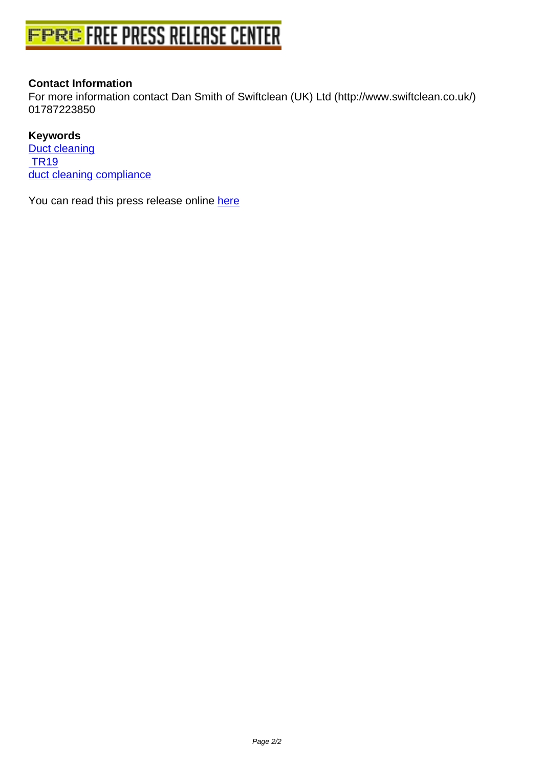**Contact Information**
For more information contact Dan Smith of Swiftclean (UK) Ltd (http://www.swiftclean.co.uk/)
01787223850

**Keywords**
Duct cleaning
TR19
duct cleaning compliance

You can read this press release online here